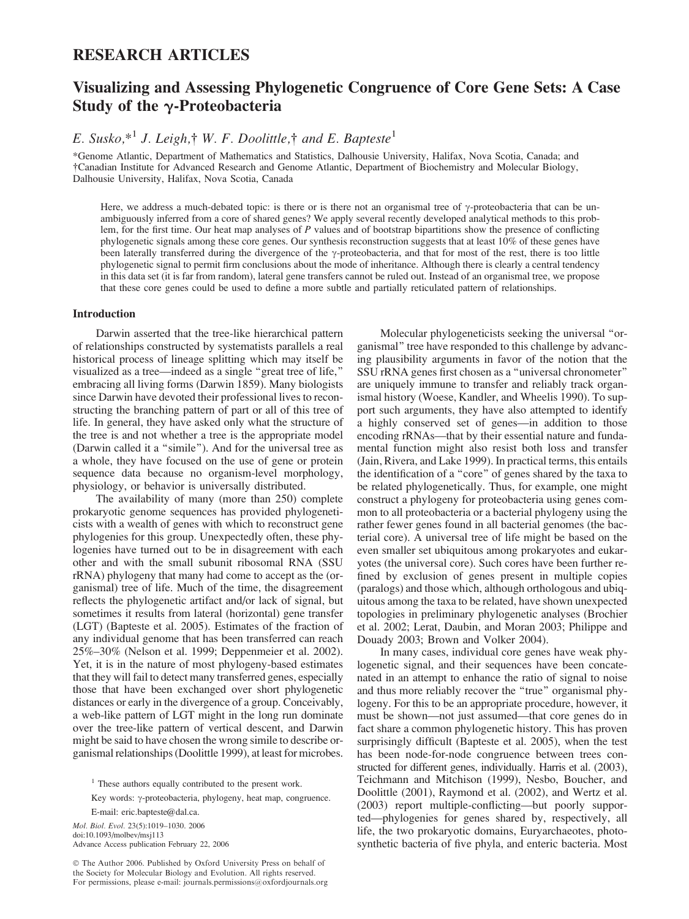# RESEARCH ARTICLES

## Visualizing and Assessing Phylogenetic Congruence of Core Gene Sets: A Case Study of the γ-Proteobacteria

*E. Susko,*[*1] J. Leigh,[†] W. F. Doolittle,[†] and E. Bapteste*[1]

*Genome Atlantic, Department of Mathematics and Statistics, Dalhousie University, Halifax, Nova Scotia, Canada; and †Canadian Institute for Advanced Research and Genome Atlantic, Department of Biochemistry and Molecular Biology, Dalhousie University, Halifax, Nova Scotia, Canada

Here, we address a much-debated topic: is there or is there not an organismal tree of γ-proteobacteria that can be unambiguously inferred from a core of shared genes? We apply several recently developed analytical methods to this problem, for the first time. Our heat map analyses of *P* values and of bootstrap bipartitions show the presence of conflicting phylogenetic signals among these core genes. Our synthesis reconstruction suggests that at least 10% of these genes have been laterally transferred during the divergence of the γ-proteobacteria, and that for most of the rest, there is too little phylogenetic signal to permit firm conclusions about the mode of inheritance. Although there is clearly a central tendency in this data set (it is far from random), lateral gene transfers cannot be ruled out. Instead of an organismal tree, we propose that these core genes could be used to define a more subtle and partially reticulated pattern of relationships.

### Introduction

Darwin asserted that the tree-like hierarchical pattern of relationships constructed by systematists parallels a real historical process of lineage splitting which may itself be visualized as a tree—indeed as a single "great tree of life," embracing all living forms (Darwin 1859). Many biologists since Darwin have devoted their professional lives to reconstructing the branching pattern of part or all of this tree of life. In general, they have asked only what the structure of the tree is and not whether a tree is the appropriate model (Darwin called it a "simile"). And for the universal tree as a whole, they have focused on the use of gene or protein sequence data because no organism-level morphology, physiology, or behavior is universally distributed.

The availability of many (more than 250) complete prokaryotic genome sequences has provided phylogeneticists with a wealth of genes with which to reconstruct gene phylogenies for this group. Unexpectedly often, these phylogenies have turned out to be in disagreement with each other and with the small subunit ribosomal RNA (SSU rRNA) phylogeny that many had come to accept as the (organismal) tree of life. Much of the time, the disagreement reflects the phylogenetic artifact and/or lack of signal, but sometimes it results from lateral (horizontal) gene transfer (LGT) (Bapteste et al. 2005). Estimates of the fraction of any individual genome that has been transferred can reach 25%–30% (Nelson et al. 1999; Deppenmeier et al. 2002). Yet, it is in the nature of most phylogeny-based estimates that they will fail to detect many transferred genes, especially those that have been exchanged over short phylogenetic distances or early in the divergence of a group. Conceivably, a web-like pattern of LGT might in the long run dominate over the tree-like pattern of vertical descent, and Darwin might be said to have chosen the wrong simile to describe organismal relationships (Doolittle 1999), at least for microbes.

Molecular phylogeneticists seeking the universal "organismal" tree have responded to this challenge by advancing plausibility arguments in favor of the notion that the SSU rRNA genes first chosen as a "universal chronometer" are uniquely immune to transfer and reliably track organismal history (Woese, Kandler, and Wheelis 1990). To support such arguments, they have also attempted to identify a highly conserved set of genes—in addition to those encoding rRNAs—that by their essential nature and fundamental function might also resist both loss and transfer (Jain, Rivera, and Lake 1999). In practical terms, this entails the identification of a "core" of genes shared by the taxa to be related phylogenetically. Thus, for example, one might construct a phylogeny for proteobacteria using genes common to all proteobacteria or a bacterial phylogeny using the rather fewer genes found in all bacterial genomes (the bacterial core). A universal tree of life might be based on the even smaller set ubiquitous among prokaryotes and eukaryotes (the universal core). Such cores have been further refined by exclusion of genes present in multiple copies (paralogs) and those which, although orthologous and ubiquitous among the taxa to be related, have shown unexpected topologies in preliminary phylogenetic analyses (Brochier et al. 2002; Lerat, Daubin, and Moran 2003; Philippe and Douady 2003; Brown and Volker 2004).

In many cases, individual core genes have weak phylogenetic signal, and their sequences have been concatenated in an attempt to enhance the ratio of signal to noise and thus more reliably recover the "true" organismal phylogeny. For this to be an appropriate procedure, however, it must be shown—not just assumed—that core genes do in fact share a common phylogenetic history. This has proven surprisingly difficult (Bapteste et al. 2005), when the test has been node-for-node congruence between trees constructed for different genes, individually. Harris et al. (2003), Teichmann and Mitchison (1999), Nesbo, Boucher, and Doolittle (2001), Raymond et al. (2002), and Wertz et al. (2003) report multiple-conflicting—but poorly supported—phylogenies for genes shared by, respectively, all life, the two prokaryotic domains, Euryarchaeotes, photosynthetic bacteria of five phyla, and enteric bacteria. Most

[1] These authors equally contributed to the present work.

Key words: γ-proteobacteria, phylogeny, heat map, congruence.

E-mail: eric.bapteste@dal.ca.

*Mol. Biol. Evol.* 23(5):1019–1030. 2006
doi:10.1093/molbev/msj113
Advance Access publication February 22, 2006

© The Author 2006. Published by Oxford University Press on behalf of the Society for Molecular Biology and Evolution. All rights reserved. For permissions, please e-mail: journals.permissions@oxfordjournals.org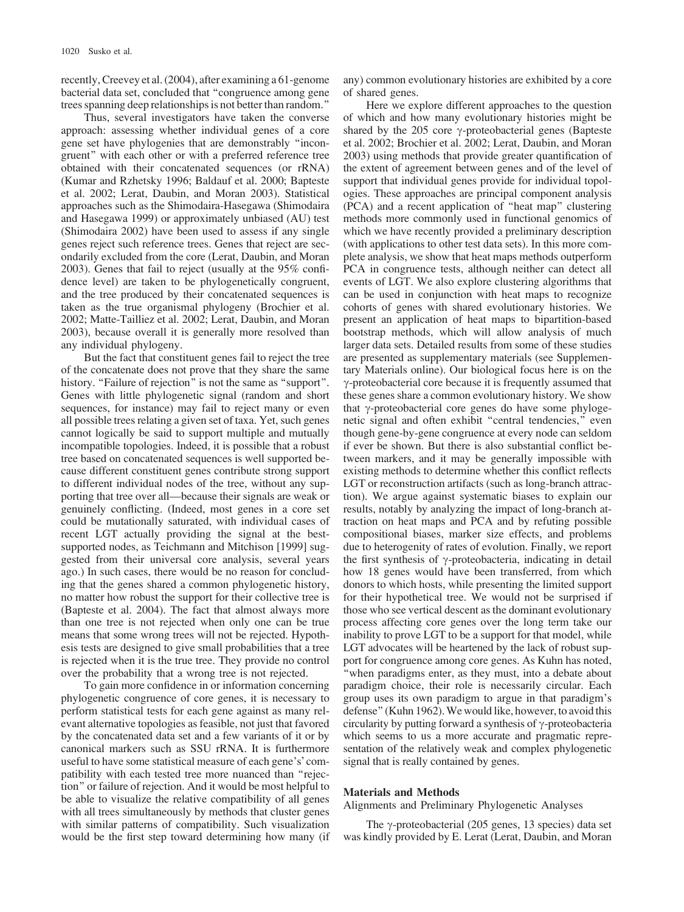recently, Creevey et al. (2004), after examining a 61-genome bacterial data set, concluded that "congruence among gene trees spanning deep relationships is not better than random."

Thus, several investigators have taken the converse approach: assessing whether individual genes of a core gene set have phylogenies that are demonstrably "incongruent" with each other or with a preferred reference tree obtained with their concatenated sequences (or rRNA) (Kumar and Rzhetsky 1996; Baldauf et al. 2000; Bapteste et al. 2002; Lerat, Daubin, and Moran 2003). Statistical approaches such as the Shimodaira-Hasegawa (Shimodaira and Hasegawa 1999) or approximately unbiased (AU) test (Shimodaira 2002) have been used to assess if any single genes reject such reference trees. Genes that reject are secondarily excluded from the core (Lerat, Daubin, and Moran 2003). Genes that fail to reject (usually at the 95% confidence level) are taken to be phylogenetically congruent, and the tree produced by their concatenated sequences is taken as the true organismal phylogeny (Brochier et al. 2002; Matte-Tailliez et al. 2002; Lerat, Daubin, and Moran 2003), because overall it is generally more resolved than any individual phylogeny.

But the fact that constituent genes fail to reject the tree of the concatenate does not prove that they share the same history. "Failure of rejection" is not the same as "support". Genes with little phylogenetic signal (random and short sequences, for instance) may fail to reject many or even all possible trees relating a given set of taxa. Yet, such genes cannot logically be said to support multiple and mutually incompatible topologies. Indeed, it is possible that a robust tree based on concatenated sequences is well supported because different constituent genes contribute strong support to different individual nodes of the tree, without any supporting that tree over all—because their signals are weak or genuinely conflicting. (Indeed, most genes in a core set could be mutationally saturated, with individual cases of recent LGT actually providing the signal at the best-supported nodes, as Teichmann and Mitchison [1999] suggested from their universal core analysis, several years ago.) In such cases, there would be no reason for concluding that the genes shared a common phylogenetic history, no matter how robust the support for their collective tree is (Bapteste et al. 2004). The fact that almost always more than one tree is not rejected when only one can be true means that some wrong trees will not be rejected. Hypothesis tests are designed to give small probabilities that a tree is rejected when it is the true tree. They provide no control over the probability that a wrong tree is not rejected.

To gain more confidence in or information concerning phylogenetic congruence of core genes, it is necessary to perform statistical tests for each gene against as many relevant alternative topologies as feasible, not just that favored by the concatenated data set and a few variants of it or by canonical markers such as SSU rRNA. It is furthermore useful to have some statistical measure of each gene's' compatibility with each tested tree more nuanced than "rejection" or failure of rejection. And it would be most helpful to be able to visualize the relative compatibility of all genes with all trees simultaneously by methods that cluster genes with similar patterns of compatibility. Such visualization would be the first step toward determining how many (if any) common evolutionary histories are exhibited by a core of shared genes.

Here we explore different approaches to the question of which and how many evolutionary histories might be shared by the 205 core γ-proteobacterial genes (Bapteste et al. 2002; Brochier et al. 2002; Lerat, Daubin, and Moran 2003) using methods that provide greater quantification of the extent of agreement between genes and of the level of support that individual genes provide for individual topologies. These approaches are principal component analysis (PCA) and a recent application of "heat map" clustering methods more commonly used in functional genomics of which we have recently provided a preliminary description (with applications to other test data sets). In this more complete analysis, we show that heat maps methods outperform PCA in congruence tests, although neither can detect all events of LGT. We also explore clustering algorithms that can be used in conjunction with heat maps to recognize cohorts of genes with shared evolutionary histories. We present an application of heat maps to bipartition-based bootstrap methods, which will allow analysis of much larger data sets. Detailed results from some of these studies are presented as supplementary materials (see Supplementary Materials online). Our biological focus here is on the γ-proteobacterial core because it is frequently assumed that these genes share a common evolutionary history. We show that γ-proteobacterial core genes do have some phylogenetic signal and often exhibit "central tendencies," even though gene-by-gene congruence at every node can seldom if ever be shown. But there is also substantial conflict between markers, and it may be generally impossible with existing methods to determine whether this conflict reflects LGT or reconstruction artifacts (such as long-branch attraction). We argue against systematic biases to explain our results, notably by analyzing the impact of long-branch attraction on heat maps and PCA and by refuting possible compositional biases, marker size effects, and problems due to heterogeneity of rates of evolution. Finally, we report the first synthesis of γ-proteobacteria, indicating in detail how 18 genes would have been transferred, from which donors to which hosts, while presenting the limited support for their hypothetical tree. We would not be surprised if those who see vertical descent as the dominant evolutionary process affecting core genes over the long term take our inability to prove LGT to be a support for that model, while LGT advocates will be heartened by the lack of robust support for congruence among core genes. As Kuhn has noted, "when paradigms enter, as they must, into a debate about paradigm choice, their role is necessarily circular. Each group uses its own paradigm to argue in that paradigm's defense" (Kuhn 1962). We would like, however, to avoid this circularity by putting forward a synthesis of γ-proteobacteria which seems to us a more accurate and pragmatic representation of the relatively weak and complex phylogenetic signal that is really contained by genes.

## Materials and Methods

### Alignments and Preliminary Phylogenetic Analyses

The γ-proteobacterial (205 genes, 13 species) data set was kindly provided by E. Lerat (Lerat, Daubin, and Moran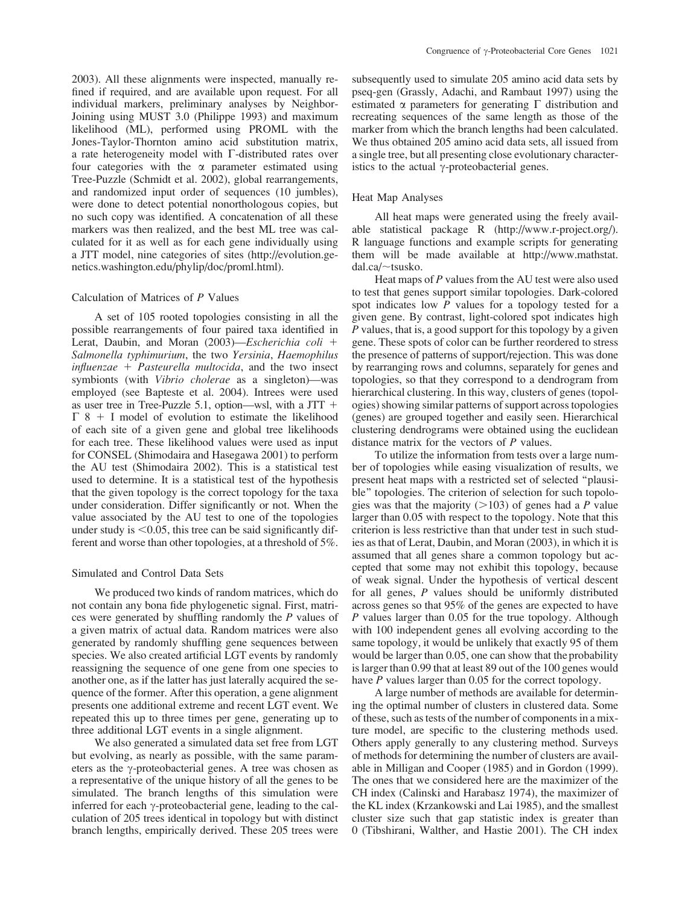2003). All these alignments were inspected, manually refined if required, and are available upon request. For all individual markers, preliminary analyses by Neighbor-Joining using MUST 3.0 (Philippe 1993) and maximum likelihood (ML), performed using PROML with the Jones-Taylor-Thornton amino acid substitution matrix, a rate heterogeneity model with Γ-distributed rates over four categories with the α parameter estimated using Tree-Puzzle (Schmidt et al. 2002), global rearrangements, and randomized input order of sequences (10 jumbles), were done to detect potential nonorthologous copies, but no such copy was identified. A concatenation of all these markers was then realized, and the best ML tree was calculated for it as well as for each gene individually using a JTT model, nine categories of sites (http://evolution.genetics.washington.edu/phylip/doc/proml.html).

### Calculation of Matrices of *P* Values

A set of 105 rooted topologies consisting in all the possible rearrangements of four paired taxa identified in Lerat, Daubin, and Moran (2003)—*Escherichia coli* + *Salmonella typhimurium*, the two *Yersinia*, *Haemophilus influenzae* + *Pasteurella multocida*, and the two insect symbionts (with *Vibrio cholerae* as a singleton)—was employed (see Bapteste et al. 2004). These trees were used as user tree in Tree-Puzzle 5.1, option—wsl, with a JTT + Γ 8 + I model of evolution to estimate the likelihood of each site of a given gene and global tree likelihoods for each tree. These likelihood values were used as input for CONSEL (Shimodaira and Hasegawa 2001) to perform the AU test (Shimodaira 2002). This is a statistical test used to determine. It is a statistical test of the hypothesis that the given topology is the correct topology for the taxa under consideration. Differ significantly or not. When the value associated by the AU test to one of the topologies under study is $<0.05$, this tree can be said significantly different and worse than other topologies, at a threshold of 5%.

### Simulated and Control Data Sets

We produced two kinds of random matrices, which do not contain any bona fide phylogenetic signal. First, matrices were generated by shuffling randomly the *P* values of a given matrix of actual data. Random matrices were also generated by randomly shuffling gene sequences between species. We also created artificial LGT events by randomly reassigning the sequence of one gene from one species to another one, as if the latter has just laterally acquired the sequence of the former. After this operation, a gene alignment presents one additional extreme and recent LGT event. We repeated this up to three times per gene, generating up to three additional LGT events in a single alignment.

We also generated a simulated data set free from LGT but evolving, as nearly as possible, with the same parameters as the γ-proteobacterial genes. A tree was chosen as a representative of the unique history of all the genes to be simulated. The branch lengths of this simulation were inferred for each γ-proteobacterial gene, leading to the calculation of 205 trees identical in topology but with distinct branch lengths, empirically derived. These 205 trees were subsequently used to simulate 205 amino acid data sets by pseq-gen (Grassly, Adachi, and Rambaut 1997) using the estimated α parameters for generating Γ distribution and recreating sequences of the same length as those of the marker from which the branch lengths had been calculated. We thus obtained 205 amino acid data sets, all issued from a single tree, but all presenting close evolutionary characteristics to the actual γ-proteobacterial genes.

### Heat Map Analyses

All heat maps were generated using the freely available statistical package R (http://www.r-project.org/). R language functions and example scripts for generating them will be made available at http://www.mathstat.dal.ca/~tsusko.

Heat maps of *P* values from the AU test were also used to test that genes support similar topologies. Dark-colored spot indicates low *P* values for a topology tested for a given gene. By contrast, light-colored spot indicates high *P* values, that is, a good support for this topology by a given gene. These spots of color can be further reordered to stress the presence of patterns of support/rejection. This was done by rearranging rows and columns, separately for genes and topologies, so that they correspond to a dendrogram from hierarchical clustering. In this way, clusters of genes (topologies) showing similar patterns of support across topologies (genes) are grouped together and easily seen. Hierarchical clustering dendrograms were obtained using the euclidean distance matrix for the vectors of *P* values.

To utilize the information from tests over a large number of topologies while easing visualization of results, we present heat maps with a restricted set of selected "plausible" topologies. The criterion of selection for such topologies was that the majority ($>103$) of genes had a *P* value larger than 0.05 with respect to the topology. Note that this criterion is less restrictive than that under test in such studies as that of Lerat, Daubin, and Moran (2003), in which it is assumed that all genes share a common topology but accepted that some may not exhibit this topology, because of weak signal. Under the hypothesis of vertical descent for all genes, *P* values should be uniformly distributed across genes so that 95% of the genes are expected to have *P* values larger than 0.05 for the true topology. Although with 100 independent genes all evolving according to the same topology, it would be unlikely that exactly 95 of them would be larger than 0.05, one can show that the probability is larger than 0.99 that at least 89 out of the 100 genes would have *P* values larger than 0.05 for the correct topology.

A large number of methods are available for determining the optimal number of clusters in clustered data. Some of these, such as tests of the number of components in a mixture model, are specific to the clustering methods used. Others apply generally to any clustering method. Surveys of methods for determining the number of clusters are available in Milligan and Cooper (1985) and in Gordon (1999). The ones that we considered here are the maximizer of the CH index (Calinski and Harabasz 1974), the maximizer of the KL index (Krzankowski and Lai 1985), and the smallest cluster size such that gap statistic index is greater than 0 (Tibshirani, Walther, and Hastie 2001). The CH index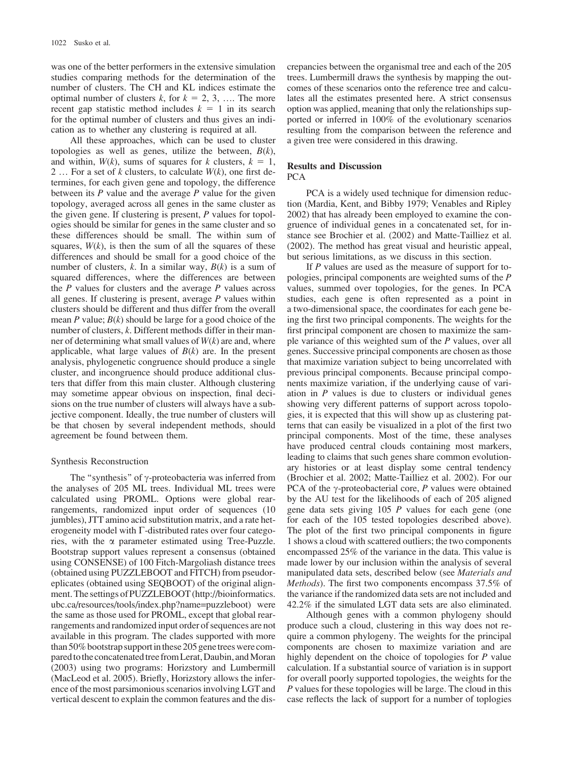was one of the better performers in the extensive simulation studies comparing methods for the determination of the number of clusters. The CH and KL indices estimate the optimal number of clusters $k$, for $k = 2, 3, \ldots$. The more recent gap statistic method includes $k = 1$ in its search for the optimal number of clusters and thus gives an indication as to whether any clustering is required at all.

All these approaches, which can be used to cluster topologies as well as genes, utilize the between, $B(k)$, and within, $W(k)$, sums of squares for $k$ clusters, $k = 1, 2 \ldots$ For a set of $k$ clusters, to calculate $W(k)$, one first determines, for each given gene and topology, the difference between its $P$ value and the average $P$ value for the given topology, averaged across all genes in the same cluster as the given gene. If clustering is present, $P$ values for topologies should be similar for genes in the same cluster and so these differences should be small. The within sum of squares, $W(k)$, is then the sum of all the squares of these differences and should be small for a good choice of the number of clusters, $k$. In a similar way, $B(k)$ is a sum of squared differences, where the differences are between the $P$ values for clusters and the average $P$ values across all genes. If clustering is present, average $P$ values within clusters should be different and thus differ from the overall mean $P$ value; $B(k)$ should be large for a good choice of the number of clusters, $k$. Different methods differ in their manner of determining what small values of $W(k)$ are and, where applicable, what large values of $B(k)$ are. In the present analysis, phylogenetic congruence should produce a single cluster, and incongruence should produce additional clusters that differ from this main cluster. Although clustering may sometime appear obvious on inspection, final decisions on the true number of clusters will always have a subjective component. Ideally, the true number of clusters will be that chosen by several independent methods, should agreement be found between them.

### Synthesis Reconstruction

The "synthesis" of γ-proteobacteria was inferred from the analyses of 205 ML trees. Individual ML trees were calculated using PROML. Options were global rearrangements, randomized input order of sequences (10 jumbles), JTT amino acid substitution matrix, and a rate heterogeneity model with Γ-distributed rates over four categories, with the α parameter estimated using Tree-Puzzle. Bootstrap support values represent a consensus (obtained using CONSENSE) of 100 Fitch-Margoliash distance trees (obtained using PUZZLEBOOT and FITCH) from pseudoreplicates (obtained using SEQBOOT) of the original alignment. The settings of PUZZLEBOOT (http://bioinformatics.ubc.ca/resources/tools/index.php?name=puzzleboot) were the same as those used for PROML, except that global rearrangements and randomized input order of sequences are not available in this program. The clades supported with more than 50% bootstrap support in these 205 gene trees were compared to the concatenated tree from Lerat, Daubin, and Moran (2003) using two programs: Horizstory and Lumbermill (MacLeod et al. 2005). Briefly, Horizstory allows the inference of the most parsimonious scenarios involving LGT and vertical descent to explain the common features and the discrepancies between the organismal tree and each of the 205 trees. Lumbermill draws the synthesis by mapping the outcomes of these scenarios onto the reference tree and calculates all the estimates presented here. A strict consensus option was applied, meaning that only the relationships supported or inferred in 100% of the evolutionary scenarios resulting from the comparison between the reference and a given tree were considered in this drawing.

## Results and Discussion

### PCA

PCA is a widely used technique for dimension reduction (Mardia, Kent, and Bibby 1979; Venables and Ripley 2002) that has already been employed to examine the congruence of individual genes in a concatenated set, for instance see Brochier et al. (2002) and Matte-Tailliez et al. (2002). The method has great visual and heuristic appeal, but serious limitations, as we discuss in this section.

If $P$ values are used as the measure of support for topologies, principal components are weighted sums of the $P$ values, summed over topologies, for the genes. In PCA studies, each gene is often represented as a point in a two-dimensional space, the coordinates for each gene being the first two principal components. The weights for the first principal component are chosen to maximize the sample variance of this weighted sum of the $P$ values, over all genes. Successive principal components are chosen as those that maximize variation subject to being uncorrelated with previous principal components. Because principal components maximize variation, if the underlying cause of variation in $P$ values is due to clusters or individual genes showing very different patterns of support across topologies, it is expected that this will show up as clustering patterns that can easily be visualized in a plot of the first two principal components. Most of the time, these analyses have produced central clouds containing most markers, leading to claims that such genes share common evolutionary histories or at least display some central tendency (Brochier et al. 2002; Matte-Tailliez et al. 2002). For our PCA of the γ-proteobacterial core, $P$ values were obtained by the AU test for the likelihoods of each of 205 aligned gene data sets giving 105 $P$ values for each gene (one for each of the 105 tested topologies described above). The plot of the first two principal components in figure 1 shows a cloud with scattered outliers; the two components encompassed 25% of the variance in the data. This value is made lower by our inclusion within the analysis of several manipulated data sets, described below (see *Materials and Methods*). The first two components encompass 37.5% of the variance if the randomized data sets are not included and 42.2% if the simulated LGT data sets are also eliminated.

Although genes with a common phylogeny should produce such a cloud, clustering in this way does not require a common phylogeny. The weights for the principal components are chosen to maximize variation and are highly dependent on the choice of topologies for $P$ value calculation. If a substantial source of variation is in support for overall poorly supported topologies, the weights for the $P$ values for these topologies will be large. The cloud in this case reflects the lack of support for a number of toplogies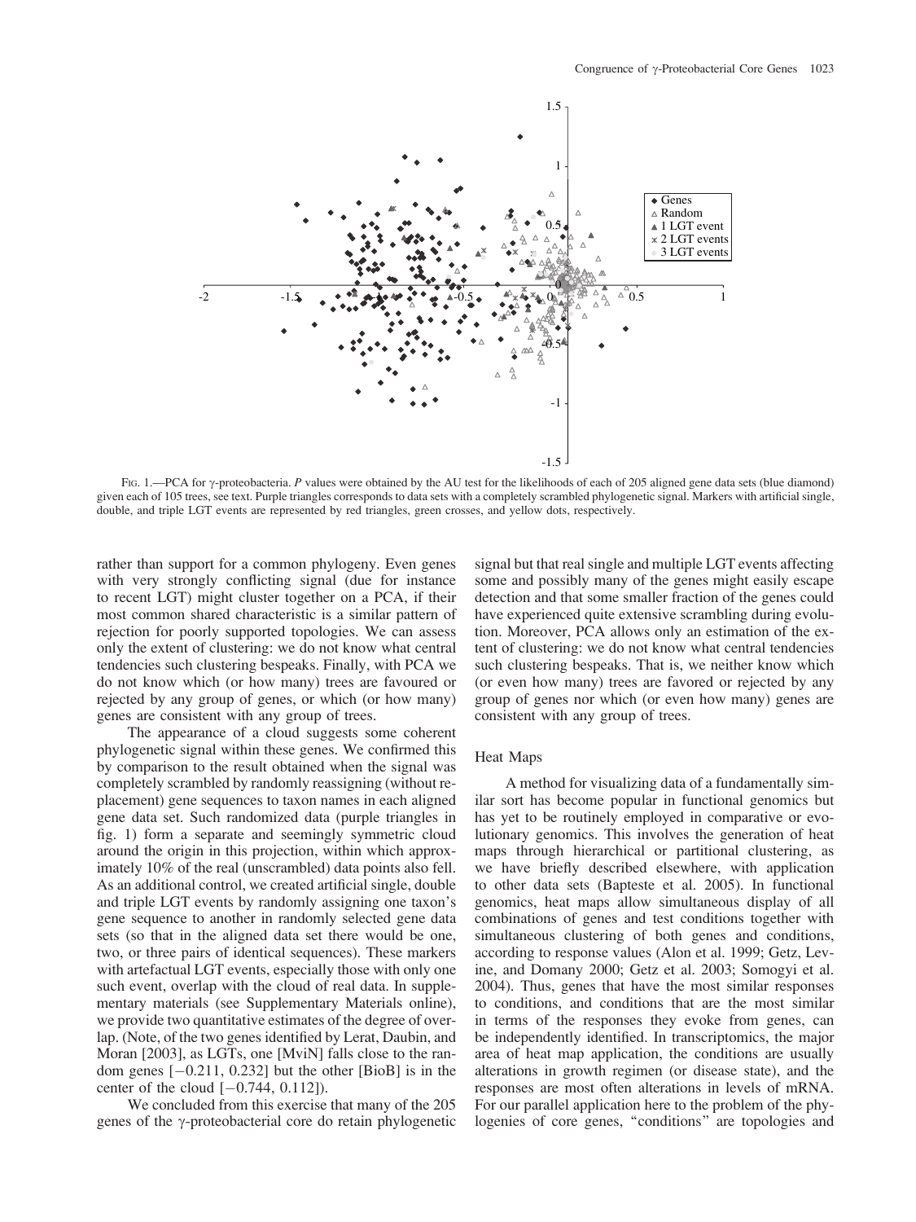FIG. 1.—PCA for γ-proteobacteria. *P* values were obtained by the AU test for the likelihoods of each of 205 aligned gene data sets (blue diamond) given each of 105 trees, see text. Purple triangles corresponds to data sets with a completely scrambled phylogenetic signal. Markers with artificial single, double, and triple LGT events are represented by red triangles, green crosses, and yellow dots, respectively.

rather than support for a common phylogeny. Even genes with very strongly conflicting signal (due for instance to recent LGT) might cluster together on a PCA, if their most common shared characteristic is a similar pattern of rejection for poorly supported topologies. We can assess only the extent of clustering: we do not know what central tendencies such clustering bespeaks. Finally, with PCA we do not know which (or how many) trees are favoured or rejected by any group of genes, or which (or how many) genes are consistent with any group of trees.

The appearance of a cloud suggests some coherent phylogenetic signal within these genes. We confirmed this by comparison to the result obtained when the signal was completely scrambled by randomly reassigning (without replacement) gene sequences to taxon names in each aligned gene data set. Such randomized data (purple triangles in fig. 1) form a separate and seemingly symmetric cloud around the origin in this projection, within which approximately 10% of the real (unscrambled) data points also fell. As an additional control, we created artificial single, double and triple LGT events by randomly assigning one taxon's gene sequence to another in randomly selected gene data sets (so that in the aligned data set there would be one, two, or three pairs of identical sequences). These markers with artefactual LGT events, especially those with only one such event, overlap with the cloud of real data. In supplementary materials (see Supplementary Materials online), we provide two quantitative estimates of the degree of overlap. (Note, of the two genes identified by Lerat, Daubin, and Moran [2003], as LGTs, one [MviN] falls close to the random genes [−0.211, 0.232] but the other [BioB] is in the center of the cloud [−0.744, 0.112]).

We concluded from this exercise that many of the 205 genes of the γ-proteobacterial core do retain phylogenetic signal but that real single and multiple LGT events affecting some and possibly many of the genes might easily escape detection and that some smaller fraction of the genes could have experienced quite extensive scrambling during evolution. Moreover, PCA allows only an estimation of the extent of clustering: we do not know what central tendencies such clustering bespeaks. That is, we neither know which (or even how many) trees are favored or rejected by any group of genes nor which (or even how many) genes are consistent with any group of trees.

### Heat Maps

A method for visualizing data of a fundamentally similar sort has become popular in functional genomics but has yet to be routinely employed in comparative or evolutionary genomics. This involves the generation of heat maps through hierarchical or partitional clustering, as we have briefly described elsewhere, with application to other data sets (Bapteste et al. 2005). In functional genomics, heat maps allow simultaneous display of all combinations of genes and test conditions together with simultaneous clustering of both genes and conditions, according to response values (Alon et al. 1999; Getz, Levine, and Domany 2000; Getz et al. 2003; Somogyi et al. 2004). Thus, genes that have the most similar responses to conditions, and conditions that are the most similar in terms of the responses they evoke from genes, can be independently identified. In transcriptomics, the major area of heat map application, the conditions are usually alterations in growth regimen (or disease state), and the responses are most often alterations in levels of mRNA. For our parallel application here to the problem of the phylogenies of core genes, "conditions" are topologies and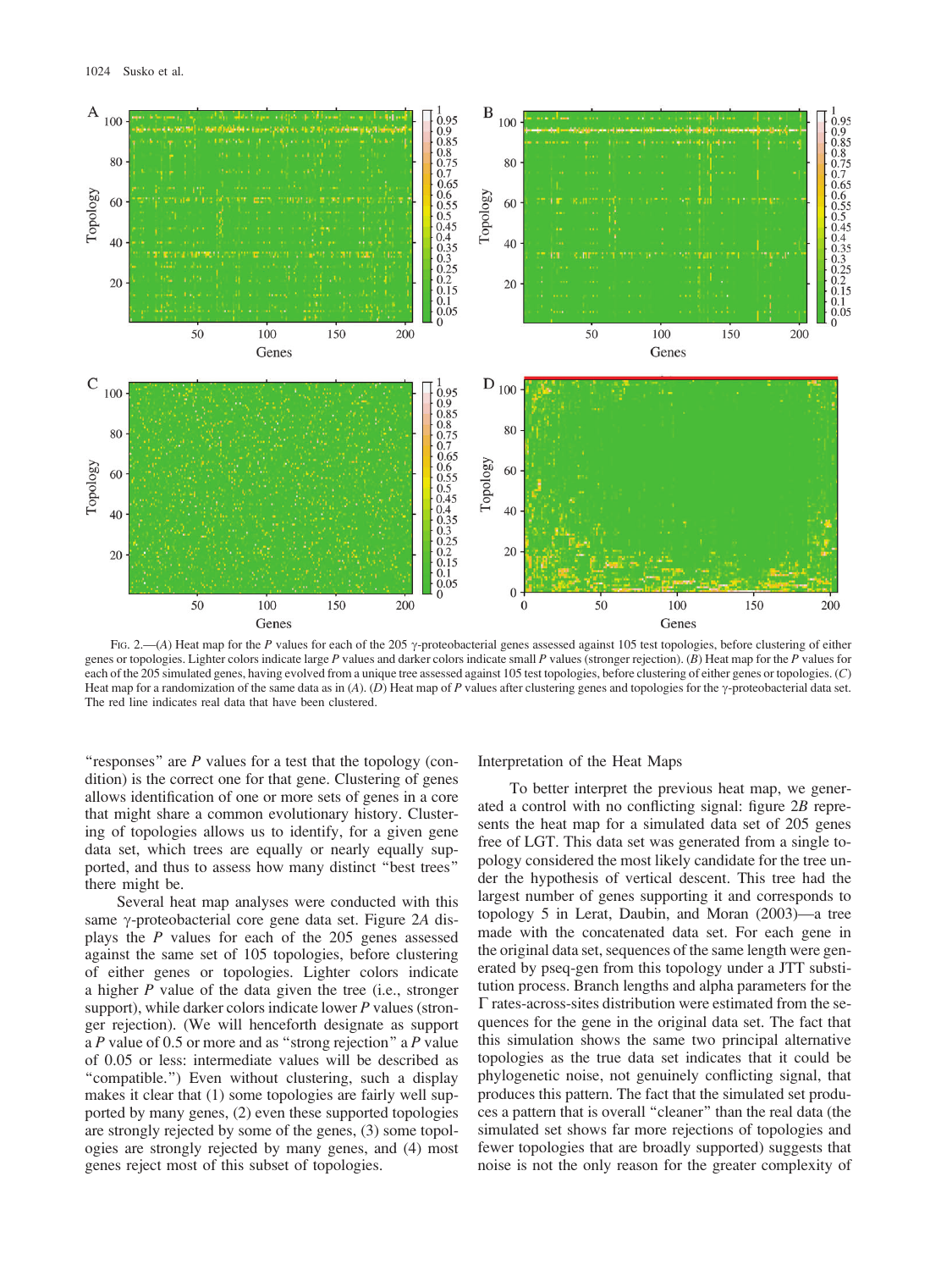Fig. 2.—(*A*) Heat map for the *P* values for each of the 205 γ-proteobacterial genes assessed against 105 test topologies, before clustering of either genes or topologies. Lighter colors indicate large *P* values and darker colors indicate small *P* values (stronger rejection). (*B*) Heat map for the *P* values for each of the 205 simulated genes, having evolved from a unique tree assessed against 105 test topologies, before clustering of either genes or topologies. (*C*) Heat map for a randomization of the same data as in (*A*). (*D*) Heat map of *P* values after clustering genes and topologies for the γ-proteobacterial data set. The red line indicates real data that have been clustered.

"responses" are *P* values for a test that the topology (condition) is the correct one for that gene. Clustering of genes allows identification of one or more sets of genes in a core that might share a common evolutionary history. Clustering of topologies allows us to identify, for a given gene data set, which trees are equally or nearly equally supported, and thus to assess how many distinct "best trees" there might be.

Several heat map analyses were conducted with this same γ-proteobacterial core gene data set. Figure 2*A* displays the *P* values for each of the 205 genes assessed against the same set of 105 topologies, before clustering of either genes or topologies. Lighter colors indicate a higher *P* value of the data given the tree (i.e., stronger support), while darker colors indicate lower *P* values (stronger rejection). (We will henceforth designate as support a *P* value of 0.5 or more and as "strong rejection" a *P* value of 0.05 or less: intermediate values will be described as "compatible.") Even without clustering, such a display makes it clear that (1) some topologies are fairly well supported by many genes, (2) even these supported topologies are strongly rejected by some of the genes, (3) some topologies are strongly rejected by many genes, and (4) most genes reject most of this subset of topologies.

## Interpretation of the Heat Maps

To better interpret the previous heat map, we generated a control with no conflicting signal: figure 2*B* represents the heat map for a simulated data set of 205 genes free of LGT. This data set was generated from a single topology considered the most likely candidate for the tree under the hypothesis of vertical descent. This tree had the largest number of genes supporting it and corresponds to topology 5 in Lerat, Daubin, and Moran (2003)—a tree made with the concatenated data set. For each gene in the original data set, sequences of the same length were generated by pseq-gen from this topology under a JTT substitution process. Branch lengths and alpha parameters for the Γ rates-across-sites distribution were estimated from the sequences for the gene in the original data set. The fact that this simulation shows the same two principal alternative topologies as the true data set indicates that it could be phylogenetic noise, not genuinely conflicting signal, that produces this pattern. The fact that the simulated set produces a pattern that is overall "cleaner" than the real data (the simulated set shows far more rejections of topologies and fewer topologies that are broadly supported) suggests that noise is not the only reason for the greater complexity of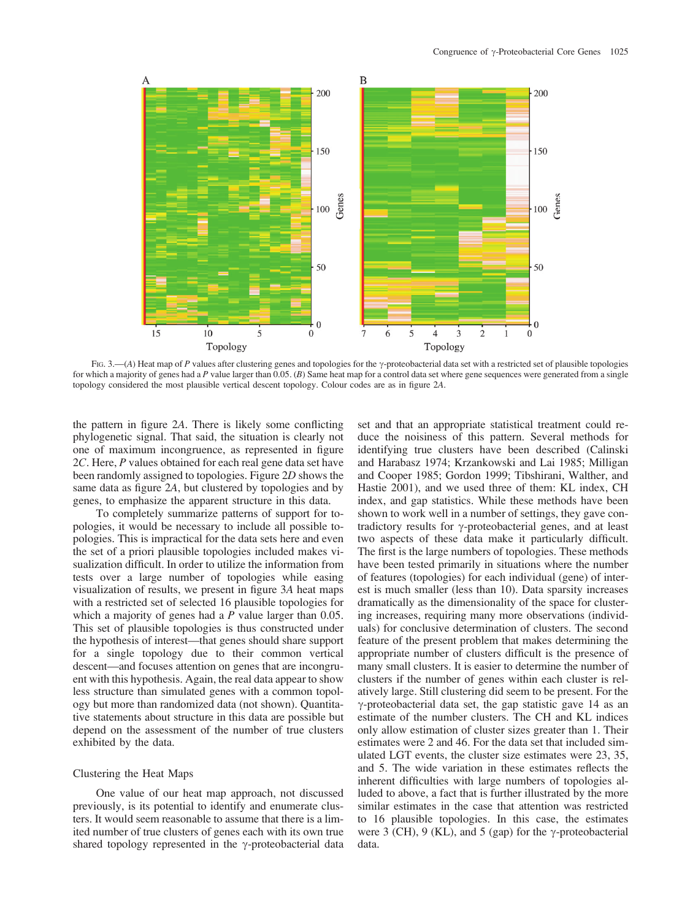FIG. 3.—(*A*) Heat map of *P* values after clustering genes and topologies for the γ-proteobacterial data set with a restricted set of plausible topologies for which a majority of genes had a *P* value larger than 0.05. (*B*) Same heat map for a control data set where gene sequences were generated from a single topology considered the most plausible vertical descent topology. Colour codes are as in figure 2*A*.

the pattern in figure 2*A*. There is likely some conflicting phylogenetic signal. That said, the situation is clearly not one of maximum incongruence, as represented in figure 2*C*. Here, *P* values obtained for each real gene data set have been randomly assigned to topologies. Figure 2*D* shows the same data as figure 2*A*, but clustered by topologies and by genes, to emphasize the apparent structure in this data.

To completely summarize patterns of support for topologies, it would be necessary to include all possible topologies. This is impractical for the data sets here and even the set of a priori plausible topologies included makes visualization difficult. In order to utilize the information from tests over a large number of topologies while easing visualization of results, we present in figure 3*A* heat maps with a restricted set of selected 16 plausible topologies for which a majority of genes had a *P* value larger than 0.05. This set of plausible topologies is thus constructed under the hypothesis of interest—that genes should share support for a single topology due to their common vertical descent—and focuses attention on genes that are incongruent with this hypothesis. Again, the real data appear to show less structure than simulated genes with a common topology but more than randomized data (not shown). Quantitative statements about structure in this data are possible but depend on the assessment of the number of true clusters exhibited by the data.

## Clustering the Heat Maps

One value of our heat map approach, not discussed previously, is its potential to identify and enumerate clusters. It would seem reasonable to assume that there is a limited number of true clusters of genes each with its own true shared topology represented in the γ-proteobacterial data set and that an appropriate statistical treatment could reduce the noisiness of this pattern. Several methods for identifying true clusters have been described (Calinski and Harabasz 1974; Krzankowski and Lai 1985; Milligan and Cooper 1985; Gordon 1999; Tibshirani, Walther, and Hastie 2001), and we used three of them: KL index, CH index, and gap statistics. While these methods have been shown to work well in a number of settings, they gave contradictory results for γ-proteobacterial genes, and at least two aspects of these data make it particularly difficult. The first is the large numbers of topologies. These methods have been tested primarily in situations where the number of features (topologies) for each individual (gene) of interest is much smaller (less than 10). Data sparsity increases dramatically as the dimensionality of the space for clustering increases, requiring many more observations (individuals) for conclusive determination of clusters. The second feature of the present problem that makes determining the appropriate number of clusters difficult is the presence of many small clusters. It is easier to determine the number of clusters if the number of genes within each cluster is relatively large. Still clustering did seem to be present. For the γ-proteobacterial data set, the gap statistic gave 14 as an estimate of the number clusters. The CH and KL indices only allow estimation of cluster sizes greater than 1. Their estimates were 2 and 46. For the data set that included simulated LGT events, the cluster size estimates were 23, 35, and 5. The wide variation in these estimates reflects the inherent difficulties with large numbers of topologies alluded to above, a fact that is further illustrated by the more similar estimates in the case that attention was restricted to 16 plausible topologies. In this case, the estimates were 3 (CH), 9 (KL), and 5 (gap) for the γ-proteobacterial data.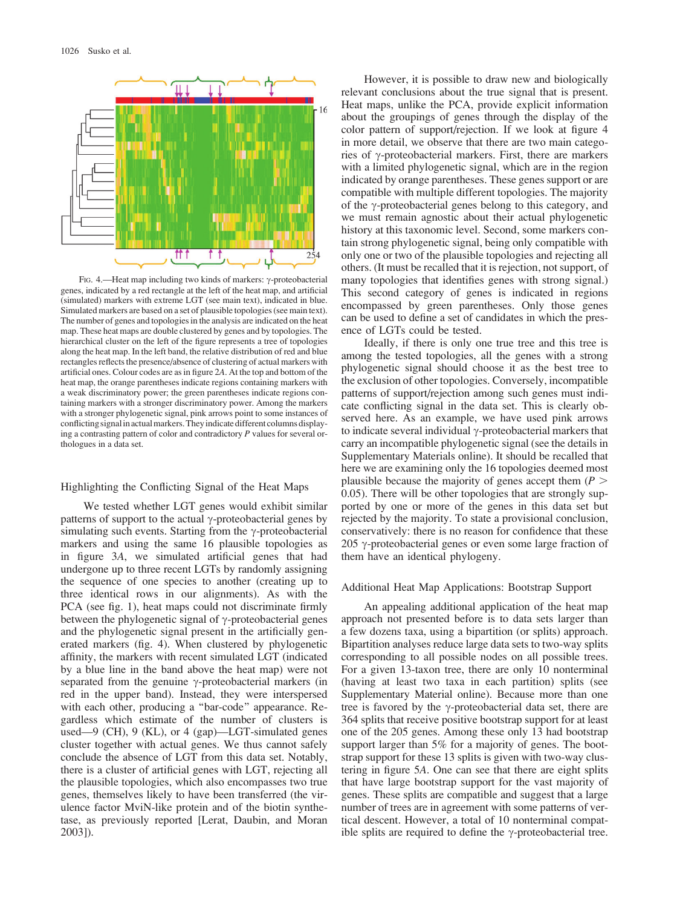FIG. 4.—Heat map including two kinds of markers: γ-proteobacterial genes, indicated by a red rectangle at the left of the heat map, and artificial (simulated) markers with extreme LGT (see main text), indicated in blue. Simulated markers are based on a set of plausible topologies (see main text). The number of genes and topologies in the analysis are indicated on the heat map. These heat maps are double clustered by genes and by topologies. The hierarchical cluster on the left of the figure represents a tree of topologies along the heat map. In the left band, the relative distribution of red and blue rectangles reflects the presence/absence of clustering of actual markers with artificial ones. Colour codes are as in figure 2*A*. At the top and bottom of the heat map, the orange parentheses indicate regions containing markers with a weak discriminatory power; the green parentheses indicate regions containing markers with a stronger discriminatory power. Among the markers with a stronger phylogenetic signal, pink arrows point to some instances of conflicting signal in actual markers. They indicate different columns displaying a contrasting pattern of color and contradictory *P* values for several orthologues in a data set.

## Highlighting the Conflicting Signal of the Heat Maps

We tested whether LGT genes would exhibit similar patterns of support to the actual γ-proteobacterial genes by simulating such events. Starting from the γ-proteobacterial markers and using the same 16 plausible topologies as in figure 3*A*, we simulated artificial genes that had undergone up to three recent LGTs by randomly assigning the sequence of one species to another (creating up to three identical rows in our alignments). As with the PCA (see fig. 1), heat maps could not discriminate firmly between the phylogenetic signal of γ-proteobacterial genes and the phylogenetic signal present in the artificially generated markers (fig. 4). When clustered by phylogenetic affinity, the markers with recent simulated LGT (indicated by a blue line in the band above the heat map) were not separated from the genuine γ-proteobacterial markers (in red in the upper band). Instead, they were interspersed with each other, producing a "bar-code" appearance. Regardless which estimate of the number of clusters is used—9 (CH), 9 (KL), or 4 (gap)—LGT-simulated genes cluster together with actual genes. We thus cannot safely conclude the absence of LGT from this data set. Notably, there is a cluster of artificial genes with LGT, rejecting all the plausible topologies, which also encompasses two true genes, themselves likely to have been transferred (the virulence factor MviN-like protein and of the biotin synthetase, as previously reported [Lerat, Daubin, and Moran 2003]).

However, it is possible to draw new and biologically relevant conclusions about the true signal that is present. Heat maps, unlike the PCA, provide explicit information about the groupings of genes through the display of the color pattern of support/rejection. If we look at figure 4 in more detail, we observe that there are two main categories of γ-proteobacterial markers. First, there are markers with a limited phylogenetic signal, which are in the region indicated by orange parentheses. These genes support or are compatible with multiple different topologies. The majority of the γ-proteobacterial genes belong to this category, and we must remain agnostic about their actual phylogenetic history at this taxonomic level. Second, some markers contain strong phylogenetic signal, being only compatible with only one or two of the plausible topologies and rejecting all others. (It must be recalled that it is rejection, not support, of many topologies that identifies genes with strong signal.) This second category of genes is indicated in regions encompassed by green parentheses. Only those genes can be used to define a set of candidates in which the presence of LGTs could be tested.

Ideally, if there is only one true tree and this tree is among the tested topologies, all the genes with a strong phylogenetic signal should choose it as the best tree to the exclusion of other topologies. Conversely, incompatible patterns of support/rejection among such genes must indicate conflicting signal in the data set. This is clearly observed here. As an example, we have used pink arrows to indicate several individual γ-proteobacterial markers that carry an incompatible phylogenetic signal (see the details in Supplementary Materials online). It should be recalled that here we are examining only the 16 topologies deemed most plausible because the majority of genes accept them ($P > 0.05$). There will be other topologies that are strongly supported by one or more of the genes in this data set but rejected by the majority. To state a provisional conclusion, conservatively: there is no reason for confidence that these 205 γ-proteobacterial genes or even some large fraction of them have an identical phylogeny.

## Additional Heat Map Applications: Bootstrap Support

An appealing additional application of the heat map approach not presented before is to data sets larger than a few dozens taxa, using a bipartition (or splits) approach. Bipartition analyses reduce large data sets to two-way splits corresponding to all possible nodes on all possible trees. For a given 13-taxon tree, there are only 10 nonterminal (having at least two taxa in each partition) splits (see Supplementary Material online). Because more than one tree is favored by the γ-proteobacterial data set, there are 364 splits that receive positive bootstrap support for at least one of the 205 genes. Among these only 13 had bootstrap support larger than 5% for a majority of genes. The bootstrap support for these 13 splits is given with two-way clustering in figure 5*A*. One can see that there are eight splits that have large bootstrap support for the vast majority of genes. These splits are compatible and suggest that a large number of trees are in agreement with some patterns of vertical descent. However, a total of 10 nonterminal compatible splits are required to define the γ-proteobacterial tree.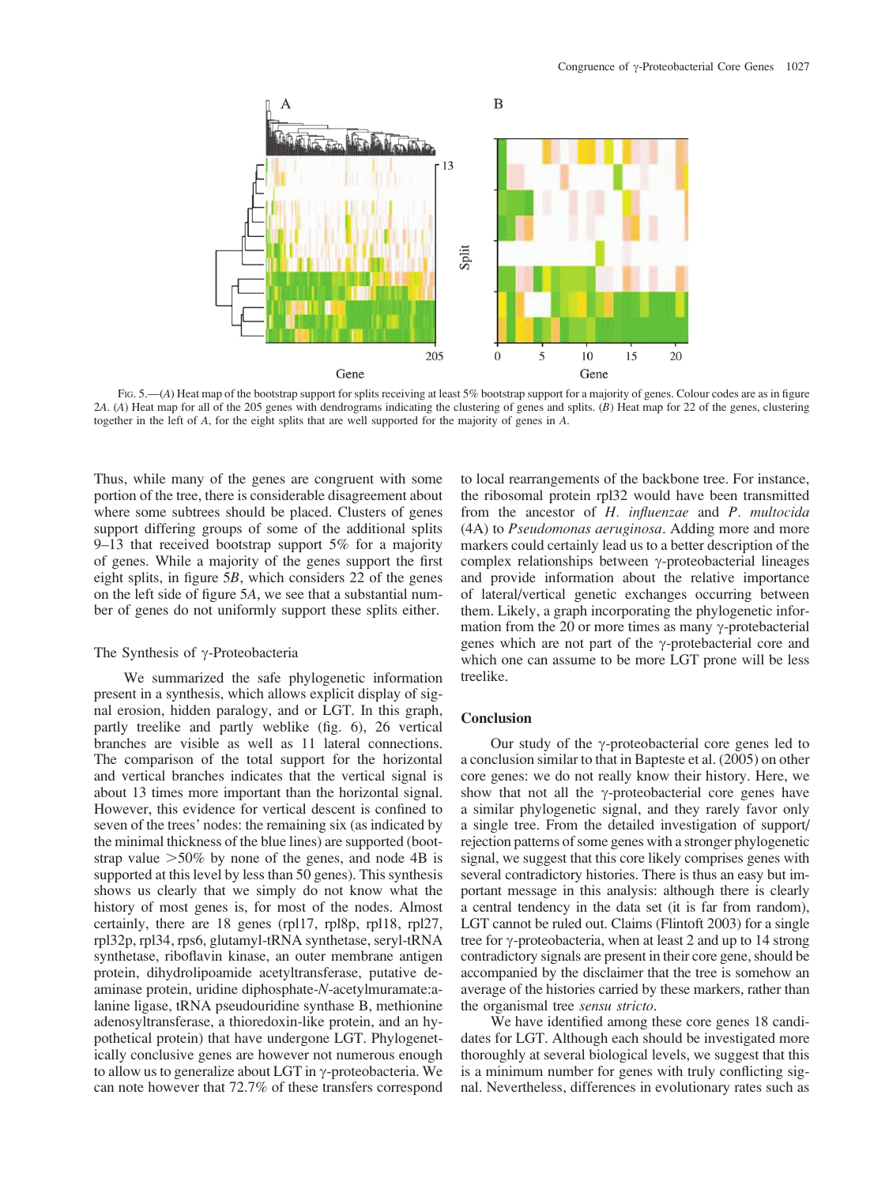Fig. 5.—(*A*) Heat map of the bootstrap support for splits receiving at least 5% bootstrap support for a majority of genes. Colour codes are as in figure 2*A*. (*A*) Heat map for all of the 205 genes with dendrograms indicating the clustering of genes and splits. (*B*) Heat map for 22 of the genes, clustering together in the left of *A*, for the eight splits that are well supported for the majority of genes in *A*.

Thus, while many of the genes are congruent with some portion of the tree, there is considerable disagreement about where some subtrees should be placed. Clusters of genes support differing groups of some of the additional splits 9–13 that received bootstrap support 5% for a majority of genes. While a majority of the genes support the first eight splits, in figure 5*B*, which considers 22 of the genes on the left side of figure 5*A*, we see that a substantial number of genes do not uniformly support these splits either.

### The Synthesis of γ-Proteobacteria

We summarized the safe phylogenetic information present in a synthesis, which allows explicit display of signal erosion, hidden paralogy, and or LGT. In this graph, partly treelike and partly weblike (fig. 6), 26 vertical branches are visible as well as 11 lateral connections. The comparison of the total support for the horizontal and vertical branches indicates that the vertical signal is about 13 times more important than the horizontal signal. However, this evidence for vertical descent is confined to seven of the trees' nodes: the remaining six (as indicated by the minimal thickness of the blue lines) are supported (bootstrap value >50% by none of the genes, and node 4B is supported at this level by less than 50 genes). This synthesis shows us clearly that we simply do not know what the history of most genes is, for most of the nodes. Almost certainly, there are 18 genes (rpl17, rpl8p, rpl18, rpl27, rpl32p, rpl34, rps6, glutamyl-tRNA synthetase, seryl-tRNA synthetase, riboflavin kinase, an outer membrane antigen protein, dihydrolipoamide acetyltransferase, putative deaminase protein, uridine diphosphate-*N*-acetylmuramate:alanine ligase, tRNA pseudouridine synthase B, methionine adenosyltransferase, a thioredoxin-like protein, and an hypothetical protein) that have undergone LGT. Phylogenetically conclusive genes are however not numerous enough to allow us to generalize about LGT in γ-proteobacteria. We can note however that 72.7% of these transfers correspond to local rearrangements of the backbone tree. For instance, the ribosomal protein rpl32 would have been transmitted from the ancestor of *H. influenzae* and *P. multocida* (4A) to *Pseudomonas aeruginosa*. Adding more and more markers could certainly lead us to a better description of the complex relationships between γ-proteobacterial lineages and provide information about the relative importance of lateral/vertical genetic exchanges occurring between them. Likely, a graph incorporating the phylogenetic information from the 20 or more times as many γ-protebacterial genes which are not part of the γ-protebacterial core and which one can assume to be more LGT prone will be less treelike.

## Conclusion

Our study of the γ-proteobacterial core genes led to a conclusion similar to that in Bapteste et al. (2005) on other core genes: we do not really know their history. Here, we show that not all the γ-proteobacterial core genes have a similar phylogenetic signal, and they rarely favor only a single tree. From the detailed investigation of support/rejection patterns of some genes with a stronger phylogenetic signal, we suggest that this core likely comprises genes with several contradictory histories. There is thus an easy but important message in this analysis: although there is clearly a central tendency in the data set (it is far from random), LGT cannot be ruled out. Claims (Flintoft 2003) for a single tree for γ-proteobacteria, when at least 2 and up to 14 strong contradictory signals are present in their core gene, should be accompanied by the disclaimer that the tree is somehow an average of the histories carried by these markers, rather than the organismal tree *sensu stricto*.

We have identified among these core genes 18 candidates for LGT. Although each should be investigated more thoroughly at several biological levels, we suggest that this is a minimum number for genes with truly conflicting signal. Nevertheless, differences in evolutionary rates such as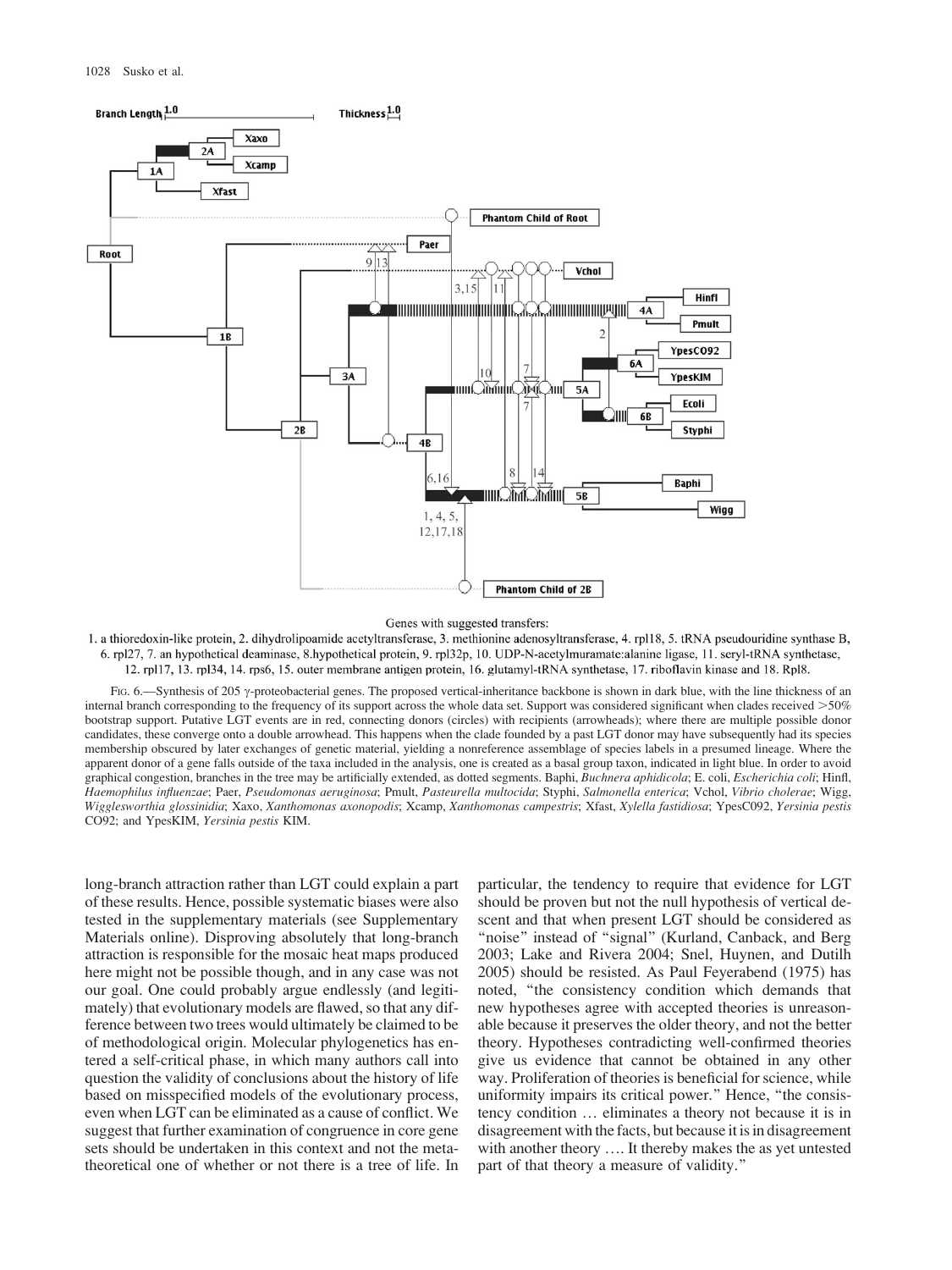Genes with suggested transfers:

1. a thioredoxin-like protein, 2. dihydrolipoamide acetyltransferase, 3. methionine adenosyltransferase, 4. rpl18, 5. tRNA pseudouridine synthase B, 6. rpl27, 7. an hypothetical deaminase, 8.hypothetical protein, 9. rpl32p, 10. UDP-N-acetylmuramate:alanine ligase, 11. seryl-tRNA synthetase, 12. rpl17, 13. rpl34, 14. rps6, 15. outer membrane antigen protein, 16. glutamyl-tRNA synthetase, 17. riboflavin kinase and 18. Rpl8.

FIG. 6.—Synthesis of 205 γ-proteobacterial genes. The proposed vertical-inheritance backbone is shown in dark blue, with the line thickness of an internal branch corresponding to the frequency of its support across the whole data set. Support was considered significant when clades received >50% bootstrap support. Putative LGT events are in red, connecting donors (circles) with recipients (arrowheads); where there are multiple possible donor candidates, these converge onto a double arrowhead. This happens when the clade founded by a past LGT donor may have subsequently had its species membership obscured by later exchanges of genetic material, yielding a nonreference assemblage of species labels in a presumed lineage. Where the apparent donor of a gene falls outside of the taxa included in the analysis, one is created as a basal group taxon, indicated in light blue. In order to avoid graphical congestion, branches in the tree may be artificially extended, as dotted segments. Baphi, *Buchnera aphidicola*; E. coli, *Escherichia coli*; Hinfl, *Haemophilus influenzae*; Paer, *Pseudomonas aeruginosa*; Pmult, *Pasteurella multocida*; Styphi, *Salmonella enterica*; Vchol, *Vibrio cholerae*; Wigg, *Wigglesworthia glossinidia*; Xaxo, *Xanthomonas axonopodis*; Xcamp, *Xanthomonas campestris*; Xfast, *Xylella fastidiosa*; YpesC092, *Yersinia pestis* CO92; and YpesKIM, *Yersinia pestis* KIM.

long-branch attraction rather than LGT could explain a part of these results. Hence, possible systematic biases were also tested in the supplementary materials (see Supplementary Materials online). Disproving absolutely that long-branch attraction is responsible for the mosaic heat maps produced here might not be possible though, and in any case was not our goal. One could probably argue endlessly (and legitimately) that evolutionary models are flawed, so that any difference between two trees would ultimately be claimed to be of methodological origin. Molecular phylogenetics has entered a self-critical phase, in which many authors call into question the validity of conclusions about the history of life based on misspecified models of the evolutionary process, even when LGT can be eliminated as a cause of conflict. We suggest that further examination of congruence in core gene sets should be undertaken in this context and not the metatheoretical one of whether or not there is a tree of life. In particular, the tendency to require that evidence for LGT should be proven but not the null hypothesis of vertical descent and that when present LGT should be considered as "noise" instead of "signal" (Kurland, Canback, and Berg 2003; Lake and Rivera 2004; Snel, Huynen, and Dutilh 2005) should be resisted. As Paul Feyerabend (1975) has noted, "the consistency condition which demands that new hypotheses agree with accepted theories is unreasonable because it preserves the older theory, and not the better theory. Hypotheses contradicting well-confirmed theories give us evidence that cannot be obtained in any other way. Proliferation of theories is beneficial for science, while uniformity impairs its critical power." Hence, "the consistency condition … eliminates a theory not because it is in disagreement with the facts, but because it is in disagreement with another theory …. It thereby makes the as yet untested part of that theory a measure of validity."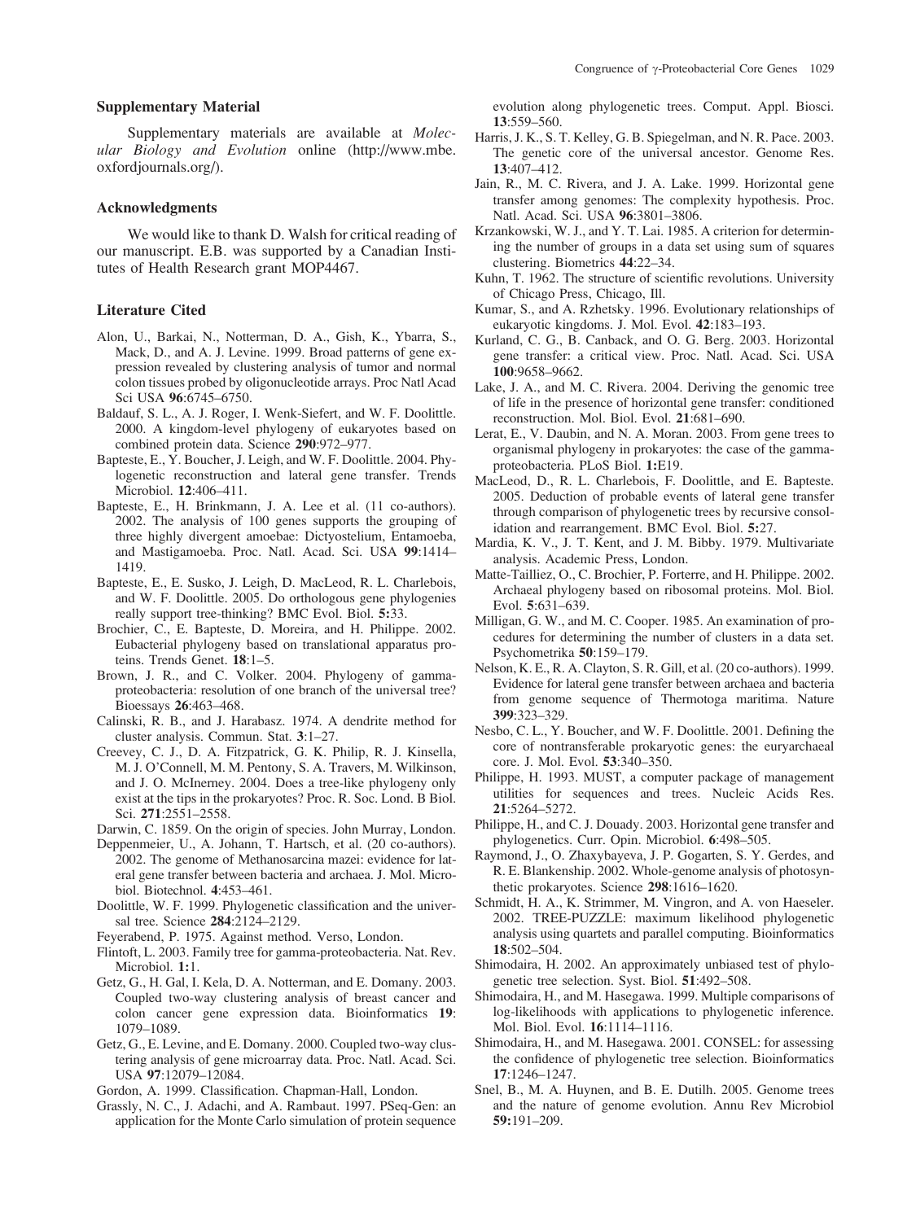## Supplementary Material

Supplementary materials are available at *Molecular Biology and Evolution* online (http://www.mbe.oxfordjournals.org/).

## Acknowledgments

We would like to thank D. Walsh for critical reading of our manuscript. E.B. was supported by a Canadian Institutes of Health Research grant MOP4467.

## Literature Cited

Alon, U., Barkai, N., Notterman, D. A., Gish, K., Ybarra, S., Mack, D., and A. J. Levine. 1999. Broad patterns of gene expression revealed by clustering analysis of tumor and normal colon tissues probed by oligonucleotide arrays. Proc Natl Acad Sci USA **96**:6745–6750.

Baldauf, S. L., A. J. Roger, I. Wenk-Siefert, and W. F. Doolittle. 2000. A kingdom-level phylogeny of eukaryotes based on combined protein data. Science **290**:972–977.

Bapteste, E., Y. Boucher, J. Leigh, and W. F. Doolittle. 2004. Phylogenetic reconstruction and lateral gene transfer. Trends Microbiol. **12**:406–411.

Bapteste, E., H. Brinkmann, J. A. Lee et al. (11 co-authors). 2002. The analysis of 100 genes supports the grouping of three highly divergent amoebae: Dictyostelium, Entamoeba, and Mastigamoeba. Proc. Natl. Acad. Sci. USA **99**:1414–1419.

Bapteste, E., E. Susko, J. Leigh, D. MacLeod, R. L. Charlebois, and W. F. Doolittle. 2005. Do orthologous gene phylogenies really support tree-thinking? BMC Evol. Biol. **5:**33.

Brochier, C., E. Bapteste, D. Moreira, and H. Philippe. 2002. Eubacterial phylogeny based on translational apparatus proteins. Trends Genet. **18**:1–5.

Brown, J. R., and C. Volker. 2004. Phylogeny of gamma-proteobacteria: resolution of one branch of the universal tree? Bioessays **26**:463–468.

Calinski, R. B., and J. Harabasz. 1974. A dendrite method for cluster analysis. Commun. Stat. **3**:1–27.

Creevey, C. J., D. A. Fitzpatrick, G. K. Philip, R. J. Kinsella, M. J. O'Connell, M. M. Pentony, S. A. Travers, M. Wilkinson, and J. O. McInerney. 2004. Does a tree-like phylogeny only exist at the tips in the prokaryotes? Proc. R. Soc. Lond. B Biol. Sci. **271**:2551–2558.

Darwin, C. 1859. On the origin of species. John Murray, London.

Deppenmeier, U., A. Johann, T. Hartsch, et al. (20 co-authors). 2002. The genome of Methanosarcina mazei: evidence for lateral gene transfer between bacteria and archaea. J. Mol. Microbiol. Biotechnol. **4**:453–461.

Doolittle, W. F. 1999. Phylogenetic classification and the universal tree. Science **284**:2124–2129.

Feyerabend, P. 1975. Against method. Verso, London.

Flintoft, L. 2003. Family tree for gamma-proteobacteria. Nat. Rev. Microbiol. **1:**1.

Getz, G., H. Gal, I. Kela, D. A. Notterman, and E. Domany. 2003. Coupled two-way clustering analysis of breast cancer and colon cancer gene expression data. Bioinformatics **19**: 1079–1089.

Getz, G., E. Levine, and E. Domany. 2000. Coupled two-way clustering analysis of gene microarray data. Proc. Natl. Acad. Sci. USA **97**:12079–12084.

Gordon, A. 1999. Classification. Chapman-Hall, London.

Grassly, N. C., J. Adachi, and A. Rambaut. 1997. PSeq-Gen: an application for the Monte Carlo simulation of protein sequence evolution along phylogenetic trees. Comput. Appl. Biosci. **13**:559–560.

Harris, J. K., S. T. Kelley, G. B. Spiegelman, and N. R. Pace. 2003. The genetic core of the universal ancestor. Genome Res. **13**:407–412.

Jain, R., M. C. Rivera, and J. A. Lake. 1999. Horizontal gene transfer among genomes: The complexity hypothesis. Proc. Natl. Acad. Sci. USA **96**:3801–3806.

Krzankowski, W. J., and Y. T. Lai. 1985. A criterion for determining the number of groups in a data set using sum of squares clustering. Biometrics **44**:22–34.

Kuhn, T. 1962. The structure of scientific revolutions. University of Chicago Press, Chicago, Ill.

Kumar, S., and A. Rzhetsky. 1996. Evolutionary relationships of eukaryotic kingdoms. J. Mol. Evol. **42**:183–193.

Kurland, C. G., B. Canback, and O. G. Berg. 2003. Horizontal gene transfer: a critical view. Proc. Natl. Acad. Sci. USA **100**:9658–9662.

Lake, J. A., and M. C. Rivera. 2004. Deriving the genomic tree of life in the presence of horizontal gene transfer: conditioned reconstruction. Mol. Biol. Evol. **21**:681–690.

Lerat, E., V. Daubin, and N. A. Moran. 2003. From gene trees to organismal phylogeny in prokaryotes: the case of the gamma-proteobacteria. PLoS Biol. **1:**E19.

MacLeod, D., R. L. Charlebois, F. Doolittle, and E. Bapteste. 2005. Deduction of probable events of lateral gene transfer through comparison of phylogenetic trees by recursive consolidation and rearrangement. BMC Evol. Biol. **5:**27.

Mardia, K. V., J. T. Kent, and J. M. Bibby. 1979. Multivariate analysis. Academic Press, London.

Matte-Tailliez, O., C. Brochier, P. Forterre, and H. Philippe. 2002. Archaeal phylogeny based on ribosomal proteins. Mol. Biol. Evol. **5**:631–639.

Milligan, G. W., and M. C. Cooper. 1985. An examination of procedures for determining the number of clusters in a data set. Psychometrika **50**:159–179.

Nelson, K. E., R. A. Clayton, S. R. Gill, et al. (20 co-authors). 1999. Evidence for lateral gene transfer between archaea and bacteria from genome sequence of Thermotoga maritima. Nature **399**:323–329.

Nesbo, C. L., Y. Boucher, and W. F. Doolittle. 2001. Defining the core of nontransferable prokaryotic genes: the euryarchaeal core. J. Mol. Evol. **53**:340–350.

Philippe, H. 1993. MUST, a computer package of management utilities for sequences and trees. Nucleic Acids Res. **21**:5264–5272.

Philippe, H., and C. J. Douady. 2003. Horizontal gene transfer and phylogenetics. Curr. Opin. Microbiol. **6**:498–505.

Raymond, J., O. Zhaxybayeva, J. P. Gogarten, S. Y. Gerdes, and R. E. Blankenship. 2002. Whole-genome analysis of photosynthetic prokaryotes. Science **298**:1616–1620.

Schmidt, H. A., K. Strimmer, M. Vingron, and A. von Haeseler. 2002. TREE-PUZZLE: maximum likelihood phylogenetic analysis using quartets and parallel computing. Bioinformatics **18**:502–504.

Shimodaira, H. 2002. An approximately unbiased test of phylogenetic tree selection. Syst. Biol. **51**:492–508.

Shimodaira, H., and M. Hasegawa. 1999. Multiple comparisons of log-likelihoods with applications to phylogenetic inference. Mol. Biol. Evol. **16**:1114–1116.

Shimodaira, H., and M. Hasegawa. 2001. CONSEL: for assessing the confidence of phylogenetic tree selection. Bioinformatics **17**:1246–1247.

Snel, B., M. A. Huynen, and B. E. Dutilh. 2005. Genome trees and the nature of genome evolution. Annu Rev Microbiol **59:**191–209.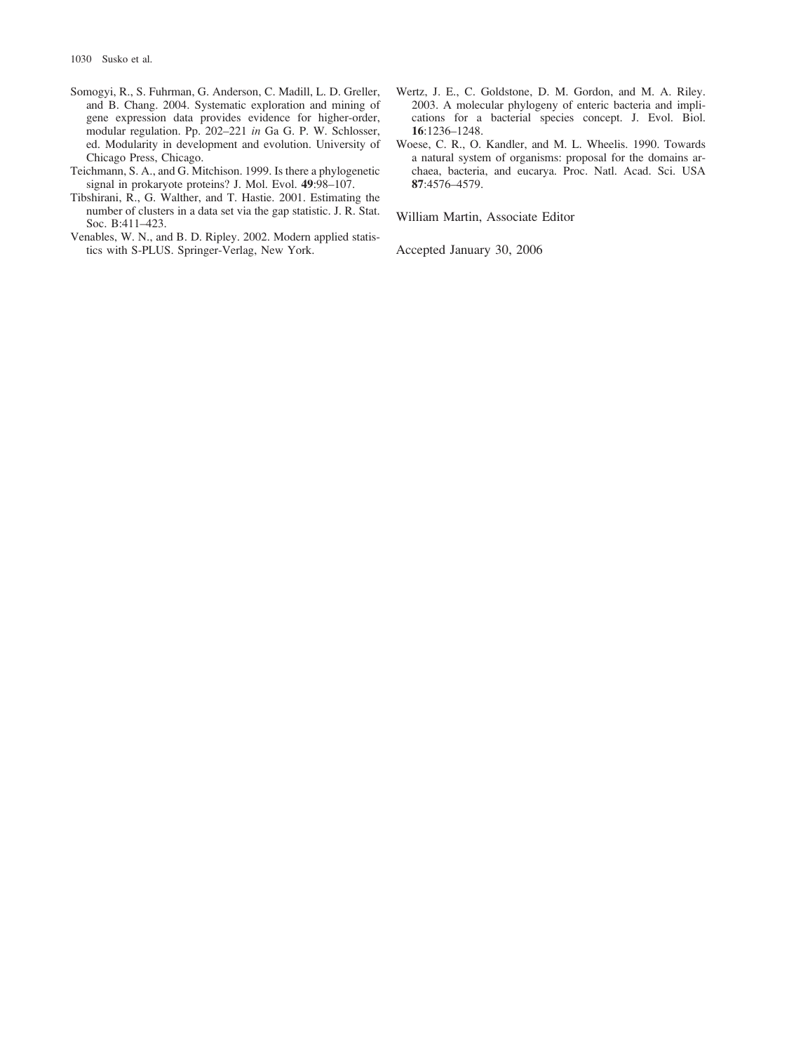Somogyi, R., S. Fuhrman, G. Anderson, C. Madill, L. D. Greller, and B. Chang. 2004. Systematic exploration and mining of gene expression data provides evidence for higher-order, modular regulation. Pp. 202–221 *in* Ga G. P. W. Schlosser, ed. Modularity in development and evolution. University of Chicago Press, Chicago.

Teichmann, S. A., and G. Mitchison. 1999. Is there a phylogenetic signal in prokaryote proteins? J. Mol. Evol. **49**:98–107.

Tibshirani, R., G. Walther, and T. Hastie. 2001. Estimating the number of clusters in a data set via the gap statistic. J. R. Stat. Soc. B:411–423.

Venables, W. N., and B. D. Ripley. 2002. Modern applied statistics with S-PLUS. Springer-Verlag, New York.

Wertz, J. E., C. Goldstone, D. M. Gordon, and M. A. Riley. 2003. A molecular phylogeny of enteric bacteria and implications for a bacterial species concept. J. Evol. Biol. **16**:1236–1248.

Woese, C. R., O. Kandler, and M. L. Wheelis. 1990. Towards a natural system of organisms: proposal for the domains archaea, bacteria, and eucarya. Proc. Natl. Acad. Sci. USA **87**:4576–4579.

William Martin, Associate Editor

Accepted January 30, 2006